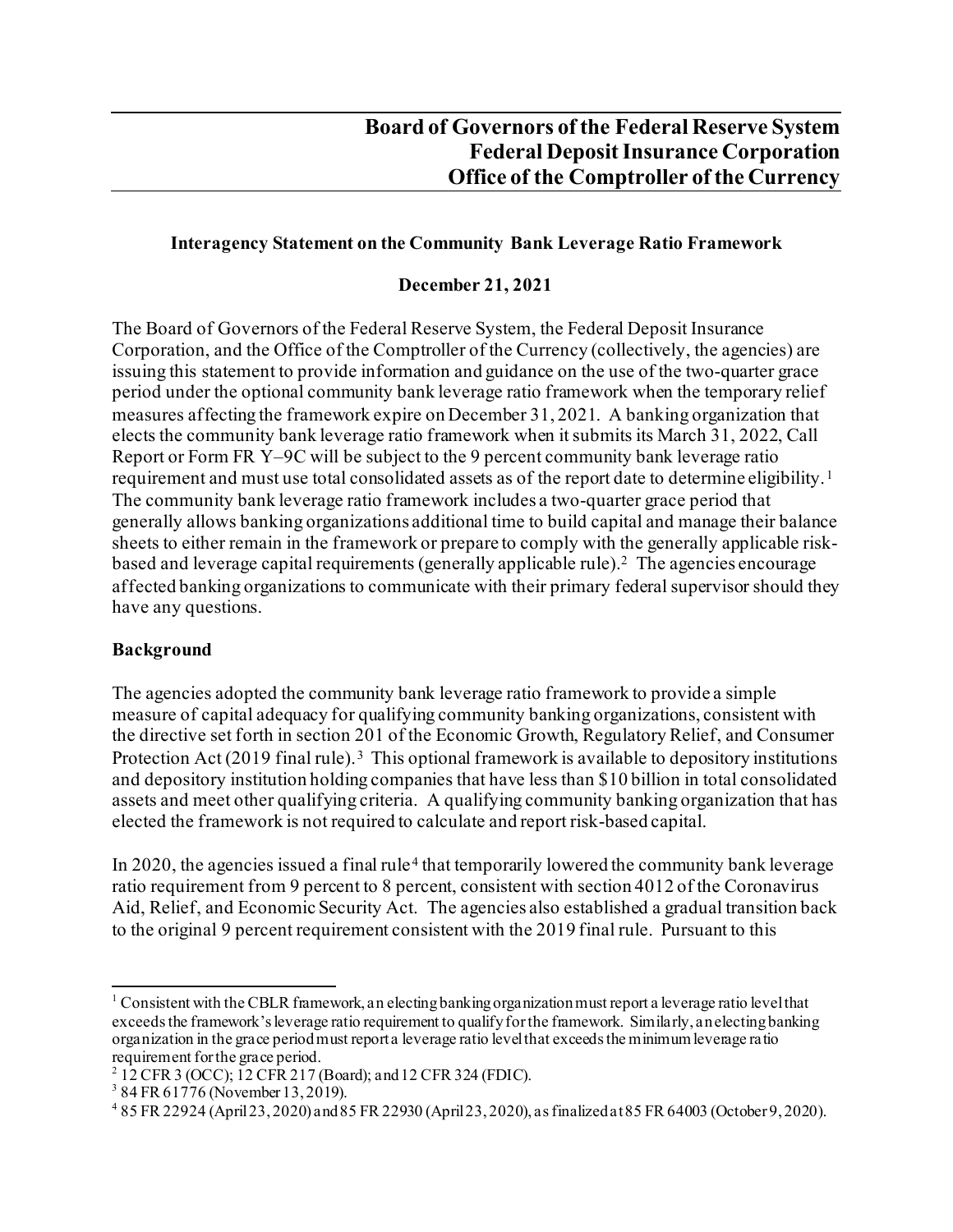# Board of Governors of the Federal Reserve System
# Federal Deposit Insurance Corporation
# Office of the Comptroller of the Currency

**Interagency Statement on the Community Bank Leverage Ratio Framework**

**December 21, 2021**

The Board of Governors of the Federal Reserve System, the Federal Deposit Insurance Corporation, and the Office of the Comptroller of the Currency (collectively, the agencies) are issuing this statement to provide information and guidance on the use of the two-quarter grace period under the optional community bank leverage ratio framework when the temporary relief measures affecting the framework expire on December 31, 2021. A banking organization that elects the community bank leverage ratio framework when it submits its March 31, 2022, Call Report or Form FR Y–9C will be subject to the 9 percent community bank leverage ratio requirement and must use total consolidated assets as of the report date to determine eligibility.[1] The community bank leverage ratio framework includes a two-quarter grace period that generally allows banking organizations additional time to build capital and manage their balance sheets to either remain in the framework or prepare to comply with the generally applicable risk-based and leverage capital requirements (generally applicable rule).[2] The agencies encourage affected banking organizations to communicate with their primary federal supervisor should they have any questions.

## Background

The agencies adopted the community bank leverage ratio framework to provide a simple measure of capital adequacy for qualifying community banking organizations, consistent with the directive set forth in section 201 of the Economic Growth, Regulatory Relief, and Consumer Protection Act (2019 final rule).[3] This optional framework is available to depository institutions and depository institution holding companies that have less than $10 billion in total consolidated assets and meet other qualifying criteria. A qualifying community banking organization that has elected the framework is not required to calculate and report risk-based capital.

In 2020, the agencies issued a final rule[4] that temporarily lowered the community bank leverage ratio requirement from 9 percent to 8 percent, consistent with section 4012 of the Coronavirus Aid, Relief, and Economic Security Act. The agencies also established a gradual transition back to the original 9 percent requirement consistent with the 2019 final rule. Pursuant to this

---

[1] Consistent with the CBLR framework, an electing banking organization must report a leverage ratio level that exceeds the framework's leverage ratio requirement to qualify for the framework. Similarly, an electing banking organization in the grace period must report a leverage ratio level that exceeds the minimum leverage ratio requirement for the grace period.

[2] 12 CFR 3 (OCC); 12 CFR 217 (Board); and 12 CFR 324 (FDIC).

[3] 84 FR 61776 (November 13, 2019).

[4] 85 FR 22924 (April 23, 2020) and 85 FR 22930 (April 23, 2020), as finalized at 85 FR 64003 (October 9, 2020).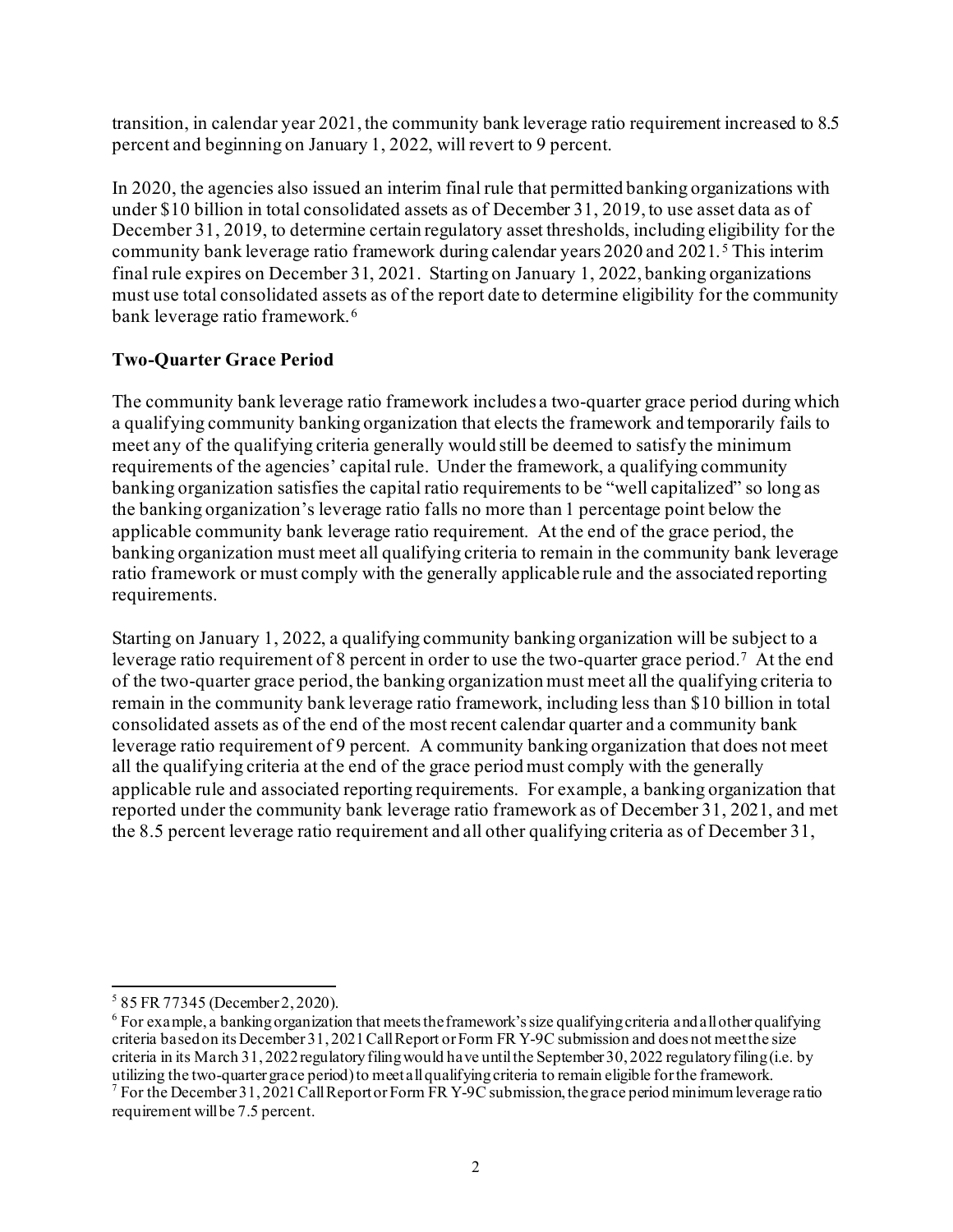transition, in calendar year 2021, the community bank leverage ratio requirement increased to 8.5 percent and beginning on January 1, 2022, will revert to 9 percent.

In 2020, the agencies also issued an interim final rule that permitted banking organizations with under $10 billion in total consolidated assets as of December 31, 2019, to use asset data as of December 31, 2019, to determine certain regulatory asset thresholds, including eligibility for the community bank leverage ratio framework during calendar years 2020 and 2021.[5] This interim final rule expires on December 31, 2021. Starting on January 1, 2022, banking organizations must use total consolidated assets as of the report date to determine eligibility for the community bank leverage ratio framework.[6]

**Two-Quarter Grace Period**

The community bank leverage ratio framework includes a two-quarter grace period during which a qualifying community banking organization that elects the framework and temporarily fails to meet any of the qualifying criteria generally would still be deemed to satisfy the minimum requirements of the agencies' capital rule. Under the framework, a qualifying community banking organization satisfies the capital ratio requirements to be "well capitalized" so long as the banking organization's leverage ratio falls no more than 1 percentage point below the applicable community bank leverage ratio requirement. At the end of the grace period, the banking organization must meet all qualifying criteria to remain in the community bank leverage ratio framework or must comply with the generally applicable rule and the associated reporting requirements.

Starting on January 1, 2022, a qualifying community banking organization will be subject to a leverage ratio requirement of 8 percent in order to use the two-quarter grace period.[7] At the end of the two-quarter grace period, the banking organization must meet all the qualifying criteria to remain in the community bank leverage ratio framework, including less than $10 billion in total consolidated assets as of the end of the most recent calendar quarter and a community bank leverage ratio requirement of 9 percent. A community banking organization that does not meet all the qualifying criteria at the end of the grace period must comply with the generally applicable rule and associated reporting requirements. For example, a banking organization that reported under the community bank leverage ratio framework as of December 31, 2021, and met the 8.5 percent leverage ratio requirement and all other qualifying criteria as of December 31,

---

[5] 85 FR 77345 (December 2, 2020).

[6] For example, a banking organization that meets the framework's size qualifying criteria and all other qualifying criteria based on its December 31, 2021 Call Report or Form FR Y-9C submission and does not meet the size criteria in its March 31, 2022 regulatory filing would have until the September 30, 2022 regulatory filing (i.e. by utilizing the two-quarter grace period) to meet all qualifying criteria to remain eligible for the framework.

[7] For the December 31, 2021 Call Report or Form FR Y-9C submission, the grace period minimum leverage ratio requirement will be 7.5 percent.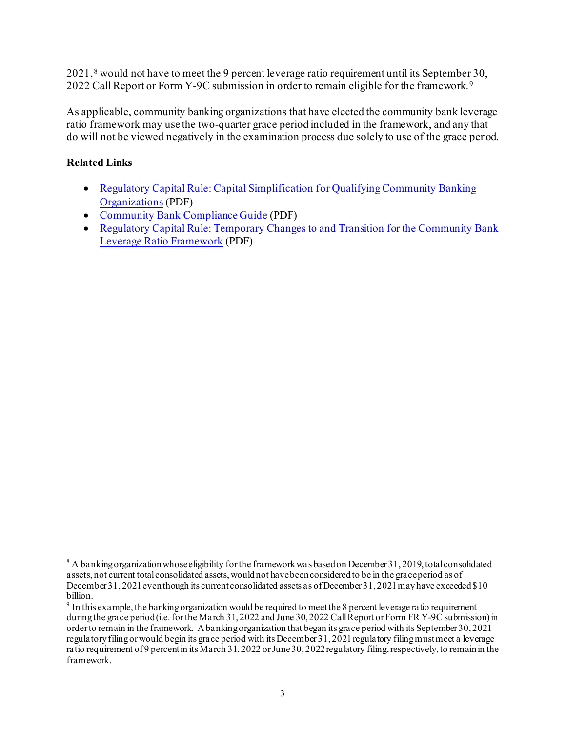2021,[8] would not have to meet the 9 percent leverage ratio requirement until its September 30, 2022 Call Report or Form Y-9C submission in order to remain eligible for the framework.[9]

As applicable, community banking organizations that have elected the community bank leverage ratio framework may use the two-quarter grace period included in the framework, and any that do will not be viewed negatively in the examination process due solely to use of the grace period.

**Related Links**

- [Regulatory Capital Rule: Capital Simplification for Qualifying Community Banking Organizations]() (PDF)
- [Community Bank Compliance Guide]() (PDF)
- [Regulatory Capital Rule: Temporary Changes to and Transition for the Community Bank Leverage Ratio Framework]() (PDF)

---

[8] A banking organization whose eligibility for the framework was based on December 31, 2019, total consolidated assets, not current total consolidated assets, would not have been considered to be in the grace period as of December 31, 2021 even though its current consolidated assets as of December 31, 2021 may have exceeded $10 billion.

[9] In this example, the banking organization would be required to meet the 8 percent leverage ratio requirement during the grace period (i.e. for the March 31, 2022 and June 30, 2022 Call Report or Form FR Y-9C submission) in order to remain in the framework. A banking organization that began its grace period with its September 30, 2021 regulatory filing or would begin its grace period with its December 31, 2021 regulatory filing must meet a leverage ratio requirement of 9 percent in its March 31, 2022 or June 30, 2022 regulatory filing, respectively, to remain in the framework.